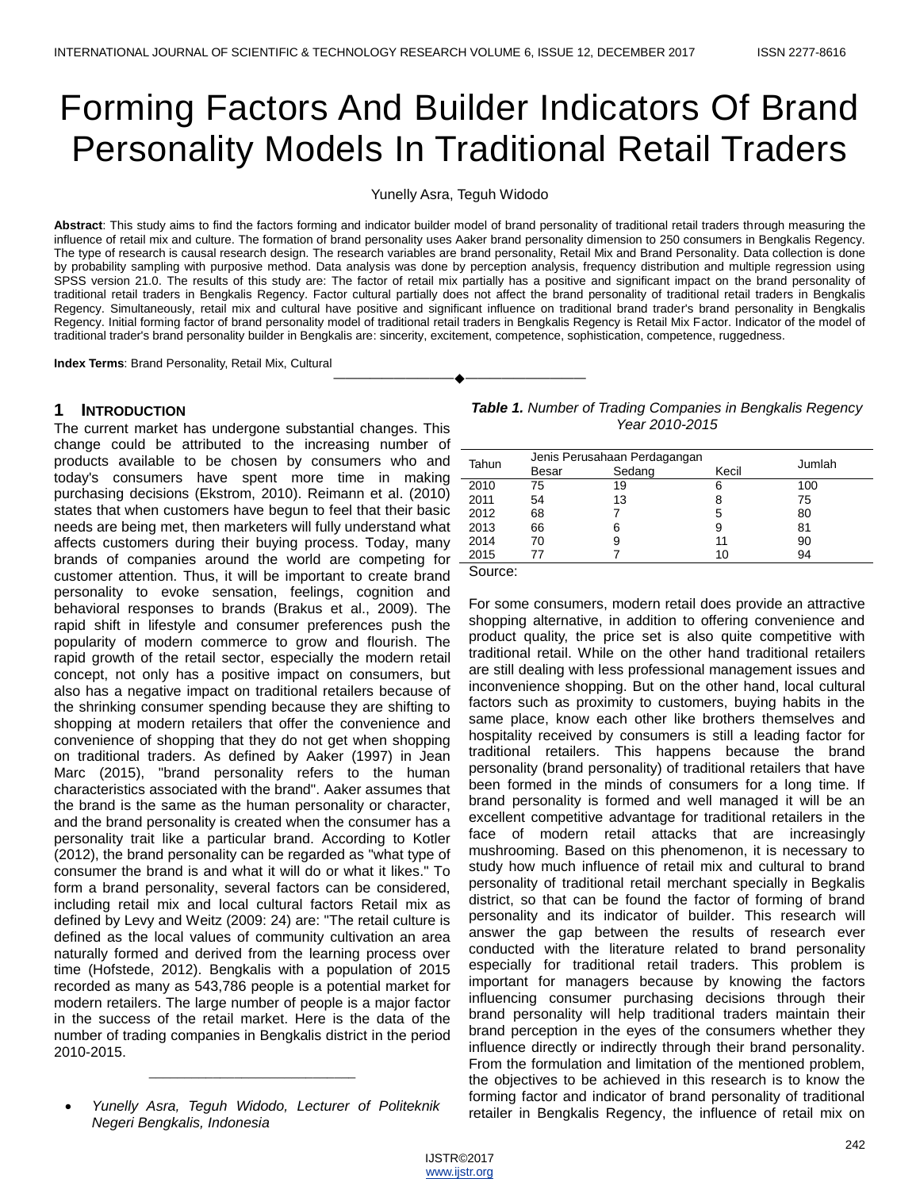# Forming Factors And Builder Indicators Of Brand Personality Models In Traditional Retail Traders

Yunelly Asra, Teguh Widodo

**Abstract**: This study aims to find the factors forming and indicator builder model of brand personality of traditional retail traders through measuring the influence of retail mix and culture. The formation of brand personality uses Aaker brand personality dimension to 250 consumers in Bengkalis Regency. The type of research is causal research design. The research variables are brand personality, Retail Mix and Brand Personality. Data collection is done by probability sampling with purposive method. Data analysis was done by perception analysis, frequency distribution and multiple regression using SPSS version 21.0. The results of this study are: The factor of retail mix partially has a positive and significant impact on the brand personality of traditional retail traders in Bengkalis Regency. Factor cultural partially does not affect the brand personality of traditional retail traders in Bengkalis Regency. Simultaneously, retail mix and cultural have positive and significant influence on traditional brand trader's brand personality in Bengkalis Regency. Initial forming factor of brand personality model of traditional retail traders in Bengkalis Regency is Retail Mix Factor. Indicator of the model of traditional trader's brand personality builder in Bengkalis are: sincerity, excitement, competence, sophistication, competence, ruggedness.

**Index Terms**: Brand Personality, Retail Mix, Cultural

## 1 INTRODUCTION

The current market has undergone substantial changes. This change could be attributed to the increasing number of products available to be chosen by consumers who and today's consumers have spent more time in making purchasing decisions (Ekstrom, 2010). Reimann et al. (2010) states that when customers have begun to feel that their basic needs are being met, then marketers will fully understand what affects customers during their buying process. Today, many brands of companies around the world are competing for customer attention. Thus, it will be important to create brand personality to evoke sensation, feelings, cognition and behavioral responses to brands (Brakus et al., 2009). The rapid shift in lifestyle and consumer preferences push the popularity of modern commerce to grow and flourish. The rapid growth of the retail sector, especially the modern retail concept, not only has a positive impact on consumers, but also has a negative impact on traditional retailers because of the shrinking consumer spending because they are shifting to shopping at modern retailers that offer the convenience and convenience of shopping that they do not get when shopping on traditional traders. As defined by Aaker (1997) in Jean Marc (2015), "brand personality refers to the human characteristics associated with the brand". Aaker assumes that the brand is the same as the human personality or character, and the brand personality is created when the consumer has a personality trait like a particular brand. According to Kotler (2012), the brand personality can be regarded as "what type of consumer the brand is and what it will do or what it likes." To form a brand personality, several factors can be considered, including retail mix and local cultural factors Retail mix as defined by Levy and Weitz (2009: 24) are: "The retail culture is defined as the local values of community cultivation an area naturally formed and derived from the learning process over time (Hofstede, 2012). Bengkalis with a population of 2015 recorded as many as 543,786 people is a potential market for modern retailers. The large number of people is a major factor in the success of the retail market. Here is the data of the number of trading companies in Bengkalis district in the period 2010-2015.

- *Yunelly Asra, Teguh Widodo, Lecturer of Politeknik Negeri Bengkalis, Indonesia*

***Table 1.*** *Number of Trading Companies in Bengkalis Regency Year 2010-2015*

| Tahun | Jenis Perusahaan Perdagangan | | | Jumlah |
|---|---|---|---|---|
| | Besar | Sedang | Kecil | |
| 2010 | 75 | 19 | 6 | 100 |
| 2011 | 54 | 13 | 8 | 75 |
| 2012 | 68 | 7 | 5 | 80 |
| 2013 | 66 | 6 | 9 | 81 |
| 2014 | 70 | 9 | 11 | 90 |
| 2015 | 77 | 7 | 10 | 94 |

Source:

For some consumers, modern retail does provide an attractive shopping alternative, in addition to offering convenience and product quality, the price set is also quite competitive with traditional retail. While on the other hand traditional retailers are still dealing with less professional management issues and inconvenience shopping. But on the other hand, local cultural factors such as proximity to customers, buying habits in the same place, know each other like brothers themselves and hospitality received by consumers is still a leading factor for traditional retailers. This happens because the brand personality (brand personality) of traditional retailers that have been formed in the minds of consumers for a long time. If brand personality is formed and well managed it will be an excellent competitive advantage for traditional retailers in the face of modern retail attacks that are increasingly mushrooming. Based on this phenomenon, it is necessary to study how much influence of retail mix and cultural to brand personality of traditional retail merchant specially in Begkalis district, so that can be found the factor of forming of brand personality and its indicator of builder. This research will answer the gap between the results of research ever conducted with the literature related to brand personality especially for traditional retail traders. This problem is important for managers because by knowing the factors influencing consumer purchasing decisions through their brand personality will help traditional traders maintain their brand perception in the eyes of the consumers whether they influence directly or indirectly through their brand personality. From the formulation and limitation of the mentioned problem, the objectives to be achieved in this research is to know the forming factor and indicator of brand personality of traditional retailer in Bengkalis Regency, the influence of retail mix on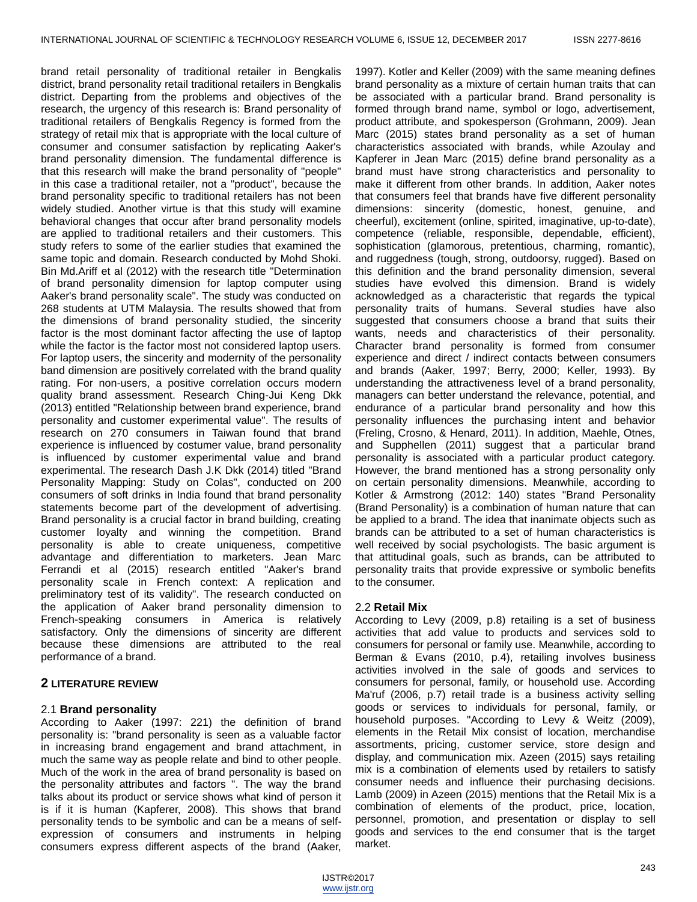brand retail personality of traditional retailer in Bengkalis district, brand personality retail traditional retailers in Bengkalis district. Departing from the problems and objectives of the research, the urgency of this research is: Brand personality of traditional retailers of Bengkalis Regency is formed from the strategy of retail mix that is appropriate with the local culture of consumer and consumer satisfaction by replicating Aaker's brand personality dimension. The fundamental difference is that this research will make the brand personality of "people" in this case a traditional retailer, not a "product", because the brand personality specific to traditional retailers has not been widely studied. Another virtue is that this study will examine behavioral changes that occur after brand personality models are applied to traditional retailers and their customers. This study refers to some of the earlier studies that examined the same topic and domain. Research conducted by Mohd Shoki. Bin Md.Ariff et al (2012) with the research title "Determination of brand personality dimension for laptop computer using Aaker's brand personality scale". The study was conducted on 268 students at UTM Malaysia. The results showed that from the dimensions of brand personality studied, the sincerity factor is the most dominant factor affecting the use of laptop while the factor is the factor most not considered laptop users. For laptop users, the sincerity and modernity of the personality band dimension are positively correlated with the brand quality rating. For non-users, a positive correlation occurs modern quality brand assessment. Research Ching-Jui Keng Dkk (2013) entitled "Relationship between brand experience, brand personality and customer experimental value". The results of research on 270 consumers in Taiwan found that brand experience is influenced by costumer value, brand personality is influenced by customer experimental value and brand experimental. The research Dash J.K Dkk (2014) titled "Brand Personality Mapping: Study on Colas", conducted on 200 consumers of soft drinks in India found that brand personality statements become part of the development of advertising. Brand personality is a crucial factor in brand building, creating customer loyalty and winning the competition. Brand personality is able to create uniqueness, competitive advantage and differentiation to marketers. Jean Marc Ferrandi et al (2015) research entitled "Aaker's brand personality scale in French context: A replication and preliminatory test of its validity". The research conducted on the application of Aaker brand personality dimension to French-speaking consumers in America is relatively satisfactory. Only the dimensions of sincerity are different because these dimensions are attributed to the real performance of a brand.

## 2 LITERATURE REVIEW

### 2.1 Brand personality

According to Aaker (1997: 221) the definition of brand personality is: "brand personality is seen as a valuable factor in increasing brand engagement and brand attachment, in much the same way as people relate and bind to other people. Much of the work in the area of brand personality is based on the personality attributes and factors ". The way the brand talks about its product or service shows what kind of person it is if it is human (Kapferer, 2008). This shows that brand personality tends to be symbolic and can be a means of self-expression of consumers and instruments in helping consumers express different aspects of the brand (Aaker, 1997). Kotler and Keller (2009) with the same meaning defines brand personality as a mixture of certain human traits that can be associated with a particular brand. Brand personality is formed through brand name, symbol or logo, advertisement, product attribute, and spokesperson (Grohmann, 2009). Jean Marc (2015) states brand personality as a set of human characteristics associated with brands, while Azoulay and Kapferer in Jean Marc (2015) define brand personality as a brand must have strong characteristics and personality to make it different from other brands. In addition, Aaker notes that consumers feel that brands have five different personality dimensions: sincerity (domestic, honest, genuine, and cheerful), excitement (online, spirited, imaginative, up-to-date), competence (reliable, responsible, dependable, efficient), sophistication (glamorous, pretentious, charming, romantic), and ruggedness (tough, strong, outdoorsy, rugged). Based on this definition and the brand personality dimension, several studies have evolved this dimension. Brand is widely acknowledged as a characteristic that regards the typical personality traits of humans. Several studies have also suggested that consumers choose a brand that suits their wants, needs and characteristics of their personality. Character brand personality is formed from consumer experience and direct / indirect contacts between consumers and brands (Aaker, 1997; Berry, 2000; Keller, 1993). By understanding the attractiveness level of a brand personality, managers can better understand the relevance, potential, and endurance of a particular brand personality and how this personality influences the purchasing intent and behavior (Freling, Crosno, & Henard, 2011). In addition, Maehle, Otnes, and Supphellen (2011) suggest that a particular brand personality is associated with a particular product category. However, the brand mentioned has a strong personality only on certain personality dimensions. Meanwhile, according to Kotler & Armstrong (2012: 140) states "Brand Personality (Brand Personality) is a combination of human nature that can be applied to a brand. The idea that inanimate objects such as brands can be attributed to a set of human characteristics is well received by social psychologists. The basic argument is that attitudinal goals, such as brands, can be attributed to personality traits that provide expressive or symbolic benefits to the consumer.

### 2.2 Retail Mix

According to Levy (2009, p.8) retailing is a set of business activities that add value to products and services sold to consumers for personal or family use. Meanwhile, according to Berman & Evans (2010, p.4), retailing involves business activities involved in the sale of goods and services to consumers for personal, family, or household use. According Ma'ruf (2006, p.7) retail trade is a business activity selling goods or services to individuals for personal, family, or household purposes. "According to Levy & Weitz (2009), elements in the Retail Mix consist of location, merchandise assortments, pricing, customer service, store design and display, and communication mix. Azeen (2015) says retailing mix is a combination of elements used by retailers to satisfy consumer needs and influence their purchasing decisions. Lamb (2009) in Azeen (2015) mentions that the Retail Mix is a combination of elements of the product, price, location, personnel, promotion, and presentation or display to sell goods and services to the end consumer that is the target market.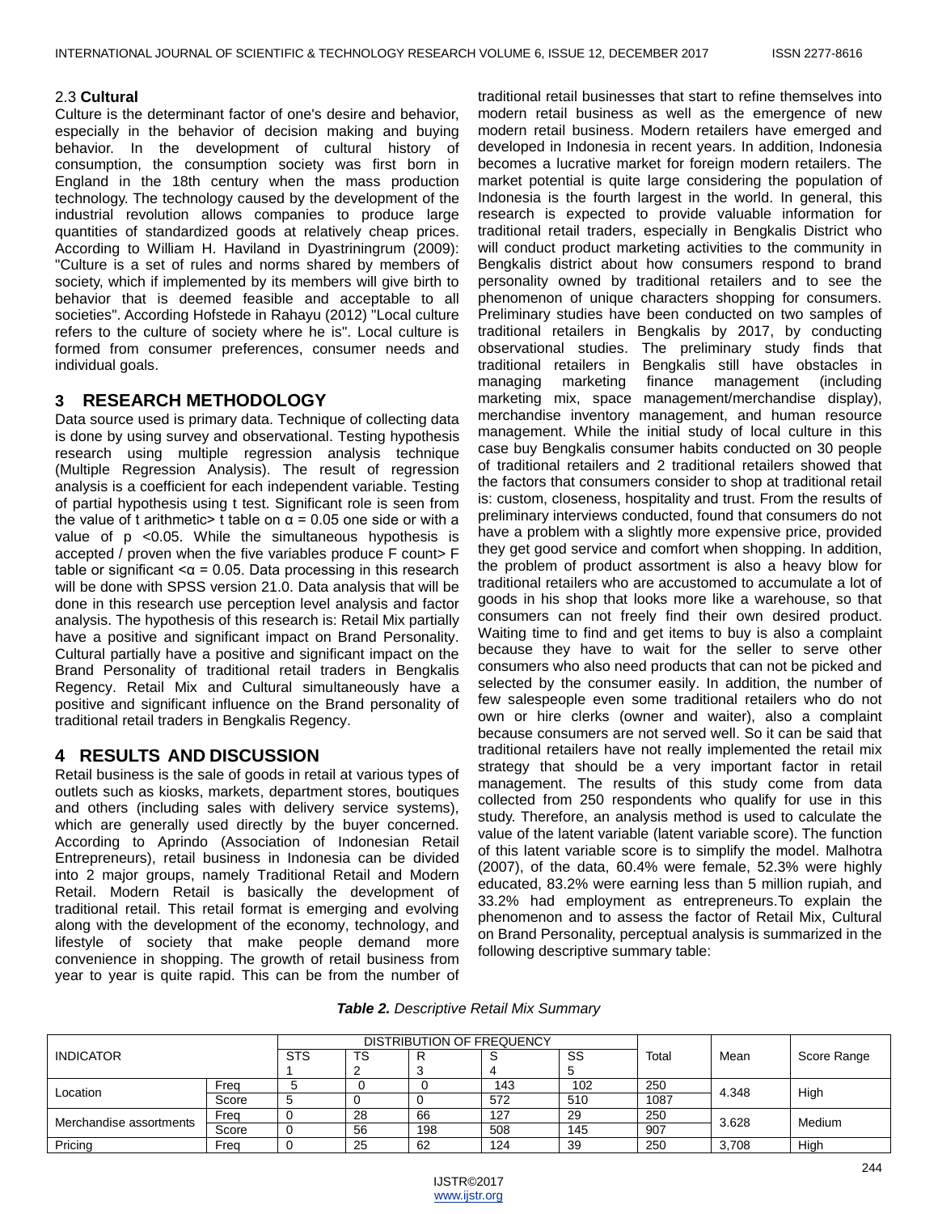### 2.3 **Cultural**

Culture is the determinant factor of one's desire and behavior, especially in the behavior of decision making and buying behavior. In the development of cultural history of consumption, the consumption society was first born in England in the 18th century when the mass production technology. The technology caused by the development of the industrial revolution allows companies to produce large quantities of standardized goods at relatively cheap prices. According to William H. Haviland in Dyastriningrum (2009): "Culture is a set of rules and norms shared by members of society, which if implemented by its members will give birth to behavior that is deemed feasible and acceptable to all societies". According Hofstede in Rahayu (2012) "Local culture refers to the culture of society where he is". Local culture is formed from consumer preferences, consumer needs and individual goals.

## 3 RESEARCH METHODOLOGY

Data source used is primary data. Technique of collecting data is done by using survey and observational. Testing hypothesis research using multiple regression analysis technique (Multiple Regression Analysis). The result of regression analysis is a coefficient for each independent variable. Testing of partial hypothesis using t test. Significant role is seen from the value of t arithmetic> t table on α = 0.05 one side or with a value of p <0.05. While the simultaneous hypothesis is accepted / proven when the five variables produce F count> F table or significant <α = 0.05. Data processing in this research will be done with SPSS version 21.0. Data analysis that will be done in this research use perception level analysis and factor analysis. The hypothesis of this research is: Retail Mix partially have a positive and significant impact on Brand Personality. Cultural partially have a positive and significant impact on the Brand Personality of traditional retail traders in Bengkalis Regency. Retail Mix and Cultural simultaneously have a positive and significant influence on the Brand personality of traditional retail traders in Bengkalis Regency.

## 4 RESULTS AND DISCUSSION

Retail business is the sale of goods in retail at various types of outlets such as kiosks, markets, department stores, boutiques and others (including sales with delivery service systems), which are generally used directly by the buyer concerned. According to Aprindo (Association of Indonesian Retail Entrepreneurs), retail business in Indonesia can be divided into 2 major groups, namely Traditional Retail and Modern Retail. Modern Retail is basically the development of traditional retail. This retail format is emerging and evolving along with the development of the economy, technology, and lifestyle of society that make people demand more convenience in shopping. The growth of retail business from year to year is quite rapid. This can be from the number of traditional retail businesses that start to refine themselves into modern retail business as well as the emergence of new modern retail business. Modern retailers have emerged and developed in Indonesia in recent years. In addition, Indonesia becomes a lucrative market for foreign modern retailers. The market potential is quite large considering the population of Indonesia is the fourth largest in the world. In general, this research is expected to provide valuable information for traditional retail traders, especially in Bengkalis District who will conduct product marketing activities to the community in Bengkalis district about how consumers respond to brand personality owned by traditional retailers and to see the phenomenon of unique characters shopping for consumers. Preliminary studies have been conducted on two samples of traditional retailers in Bengkalis by 2017, by conducting observational studies. The preliminary study finds that traditional retailers in Bengkalis still have obstacles in managing marketing finance management (including marketing mix, space management/merchandise display), merchandise inventory management, and human resource management. While the initial study of local culture in this case buy Bengkalis consumer habits conducted on 30 people of traditional retailers and 2 traditional retailers showed that the factors that consumers consider to shop at traditional retail is: custom, closeness, hospitality and trust. From the results of preliminary interviews conducted, found that consumers do not have a problem with a slightly more expensive price, provided they get good service and comfort when shopping. In addition, the problem of product assortment is also a heavy blow for traditional retailers who are accustomed to accumulate a lot of goods in his shop that looks more like a warehouse, so that consumers can not freely find their own desired product. Waiting time to find and get items to buy is also a complaint because they have to wait for the seller to serve other consumers who also need products that can not be picked and selected by the consumer easily. In addition, the number of few salespeople even some traditional retailers who do not own or hire clerks (owner and waiter), also a complaint because consumers are not served well. So it can be said that traditional retailers have not really implemented the retail mix strategy that should be a very important factor in retail management. The results of this study come from data collected from 250 respondents who qualify for use in this study. Therefore, an analysis method is used to calculate the value of the latent variable (latent variable score). The function of this latent variable score is to simplify the model. Malhotra (2007), of the data, 60.4% were female, 52.3% were highly educated, 83.2% were earning less than 5 million rupiah, and 33.2% had employment as entrepreneurs.To explain the phenomenon and to assess the factor of Retail Mix, Cultural on Brand Personality, perceptual analysis is summarized in the following descriptive summary table:

***Table 2.*** *Descriptive Retail Mix Summary*

| INDICATOR | | DISTRIBUTION OF FREQUENCY | | | | | Total | Mean | Score Range |
|---|---|---|---|---|---|---|---|---|---|
| | | STS<br>1 | TS<br>2 | R<br>3 | S<br>4 | SS<br>5 | | | |
| Location | Freq | 5 | 0 | 0 | 143 | 102 | 250 | 4.348 | High |
| | Score | 5 | 0 | 0 | 572 | 510 | 1087 | | |
| Merchandise assortments | Freq | 0 | 28 | 66 | 127 | 29 | 250 | 3.628 | Medium |
| | Score | 0 | 56 | 198 | 508 | 145 | 907 | | |
| Pricing | Freq | 0 | 25 | 62 | 124 | 39 | 250 | 3,708 | High |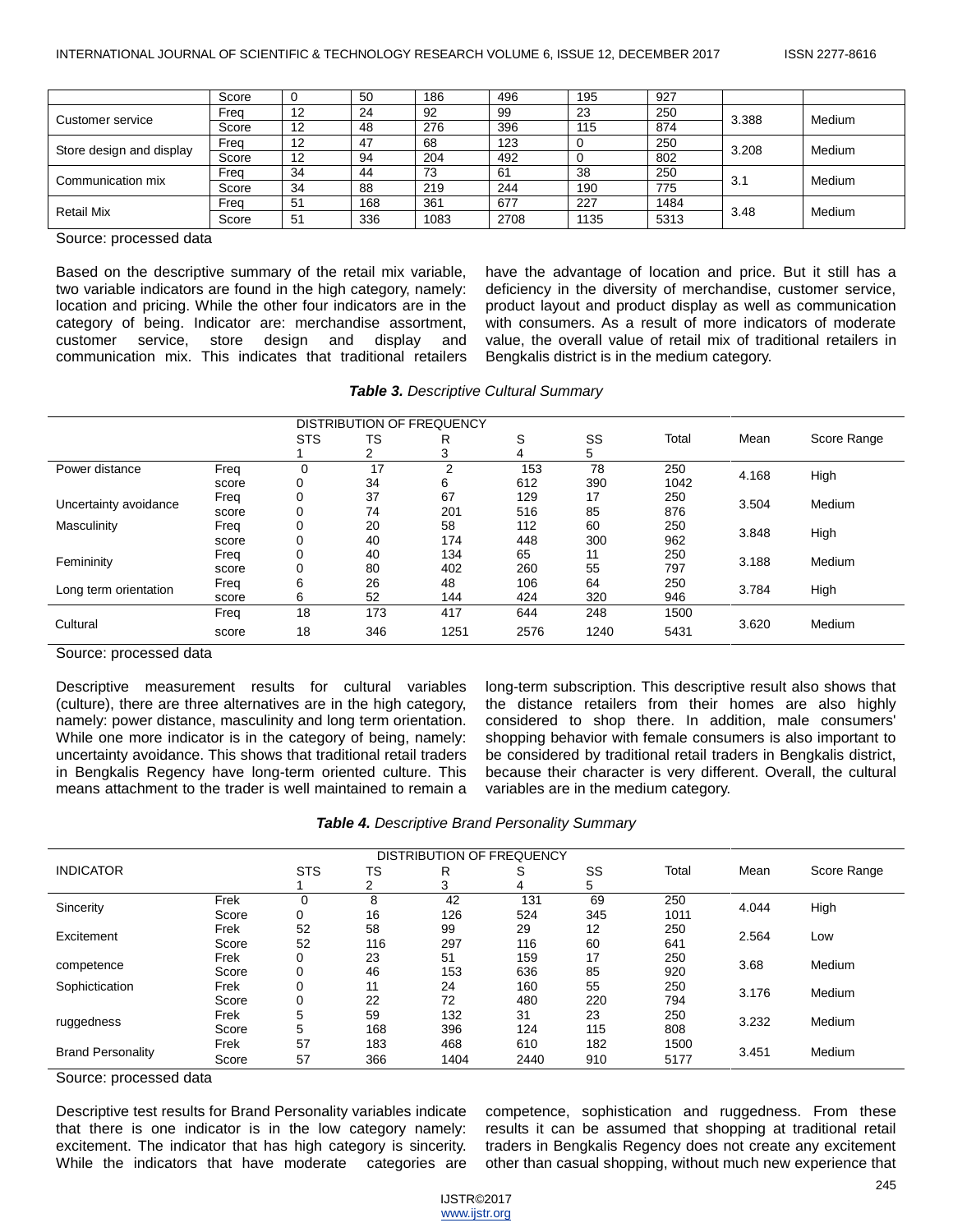| | Score | 0 | 50 | 186 | 496 | 195 | 927 | | |
|---|---|---|---|---|---|---|---|---|---|
| Customer service | Freq | 12 | 24 | 92 | 99 | 23 | 250 | 3.388 | Medium |
| | Score | 12 | 48 | 276 | 396 | 115 | 874 | | |
| Store design and display | Freq | 12 | 47 | 68 | 123 | 0 | 250 | 3.208 | Medium |
| | Score | 12 | 94 | 204 | 492 | 0 | 802 | | |
| Communication mix | Freq | 34 | 44 | 73 | 61 | 38 | 250 | 3.1 | Medium |
| | Score | 34 | 88 | 219 | 244 | 190 | 775 | | |
| Retail Mix | Freq | 51 | 168 | 361 | 677 | 227 | 1484 | 3.48 | Medium |
| | Score | 51 | 336 | 1083 | 2708 | 1135 | 5313 | | |

Source: processed data

Based on the descriptive summary of the retail mix variable, two variable indicators are found in the high category, namely: location and pricing. While the other four indicators are in the category of being. Indicator are: merchandise assortment, customer service, store design and display and communication mix. This indicates that traditional retailers have the advantage of location and price. But it still has a deficiency in the diversity of merchandise, customer service, product layout and product display as well as communication with consumers. As a result of more indicators of moderate value, the overall value of retail mix of traditional retailers in Bengkalis district is in the medium category.

***Table 3.*** *Descriptive Cultural Summary*

| | | DISTRIBUTION OF FREQUENCY | | | | | | | |
|---|---|---|---|---|---|---|---|---|---|
| | | STS 1 | TS 2 | R 3 | S 4 | SS 5 | Total | Mean | Score Range |
| Power distance | Freq | 0 | 17 | 2 | 153 | 78 | 250 | 4.168 | High |
| | score | 0 | 34 | 6 | 612 | 390 | 1042 | | |
| Uncertainty avoidance | Freq | 0 | 37 | 67 | 129 | 17 | 250 | 3.504 | Medium |
| | score | 0 | 74 | 201 | 516 | 85 | 876 | | |
| Masculinity | Freq | 0 | 20 | 58 | 112 | 60 | 250 | 3.848 | High |
| | score | 0 | 40 | 174 | 448 | 300 | 962 | | |
| Femininity | Freq | 0 | 40 | 134 | 65 | 11 | 250 | 3.188 | Medium |
| | score | 0 | 80 | 402 | 260 | 55 | 797 | | |
| Long term orientation | Freq | 6 | 26 | 48 | 106 | 64 | 250 | 3.784 | High |
| | score | 6 | 52 | 144 | 424 | 320 | 946 | | |
| Cultural | Freq | 18 | 173 | 417 | 644 | 248 | 1500 | 3.620 | Medium |
| | score | 18 | 346 | 1251 | 2576 | 1240 | 5431 | | |

Source: processed data

Descriptive measurement results for cultural variables (culture), there are three alternatives are in the high category, namely: power distance, masculinity and long term orientation. While one more indicator is in the category of being, namely: uncertainty avoidance. This shows that traditional retail traders in Bengkalis Regency have long-term oriented culture. This means attachment to the trader is well maintained to remain a long-term subscription. This descriptive result also shows that the distance retailers from their homes are also highly considered to shop there. In addition, male consumers' shopping behavior with female consumers is also important to be considered by traditional retail traders in Bengkalis district, because their character is very different. Overall, the cultural variables are in the medium category.

***Table 4.*** *Descriptive Brand Personality Summary*

| | | DISTRIBUTION OF FREQUENCY | | | | | | | |
|---|---|---|---|---|---|---|---|---|---|
| INDICATOR | | STS 1 | TS 2 | R 3 | S 4 | SS 5 | Total | Mean | Score Range |
| Sincerity | Frek | 0 | 8 | 42 | 131 | 69 | 250 | 4.044 | High |
| | Score | 0 | 16 | 126 | 524 | 345 | 1011 | | |
| Excitement | Frek | 52 | 58 | 99 | 29 | 12 | 250 | 2.564 | Low |
| | Score | 52 | 116 | 297 | 116 | 60 | 641 | | |
| competence | Frek | 0 | 23 | 51 | 159 | 17 | 250 | 3.68 | Medium |
| | Score | 0 | 46 | 153 | 636 | 85 | 920 | | |
| Sophictication | Frek | 0 | 11 | 24 | 160 | 55 | 250 | 3.176 | Medium |
| | Score | 0 | 22 | 72 | 480 | 220 | 794 | | |
| ruggedness | Frek | 5 | 59 | 132 | 31 | 23 | 250 | 3.232 | Medium |
| | Score | 5 | 168 | 396 | 124 | 115 | 808 | | |
| Brand Personality | Frek | 57 | 183 | 468 | 610 | 182 | 1500 | 3.451 | Medium |
| | Score | 57 | 366 | 1404 | 2440 | 910 | 5177 | | |

Source: processed data

Descriptive test results for Brand Personality variables indicate that there is one indicator is in the low category namely: excitement. The indicator that has high category is sincerity. While the indicators that have moderate categories are competence, sophistication and ruggedness. From these results it can be assumed that shopping at traditional retail traders in Bengkalis Regency does not create any excitement other than casual shopping, without much new experience that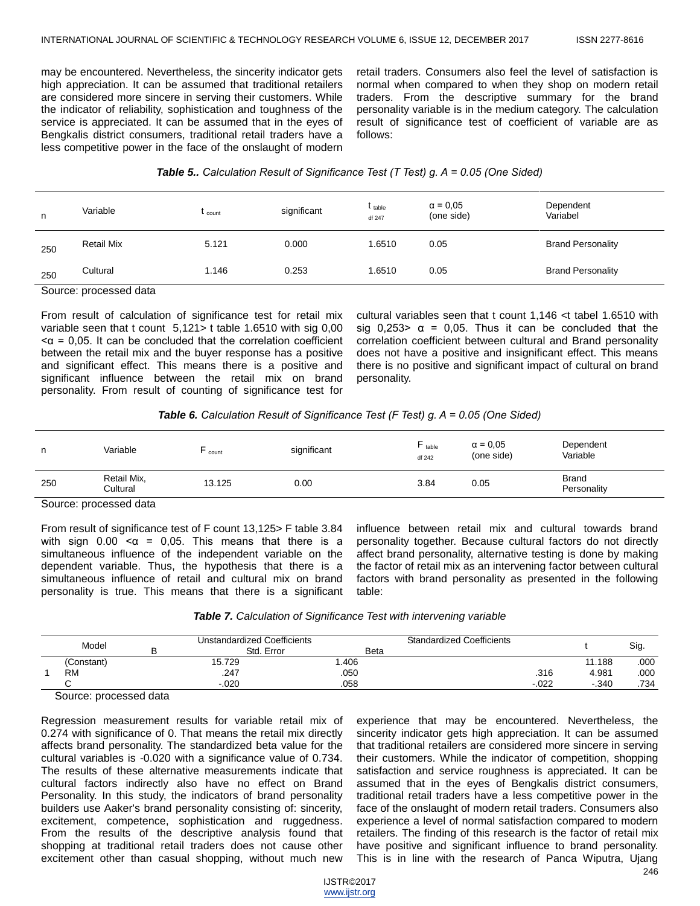may be encountered. Nevertheless, the sincerity indicator gets high appreciation. It can be assumed that traditional retailers are considered more sincere in serving their customers. While the indicator of reliability, sophistication and toughness of the service is appreciated. It can be assumed that in the eyes of Bengkalis district consumers, traditional retail traders have a less competitive power in the face of the onslaught of modern retail traders. Consumers also feel the level of satisfaction is normal when compared to when they shop on modern retail traders. From the descriptive summary for the brand personality variable is in the medium category. The calculation result of significance test of coefficient of variable are as follows:

***Table 5.*** *. Calculation Result of Significance Test (T Test) g. A = 0.05 (One Sided)*

| n | Variable | $t_{count}$ | significant | $t_{table}$ df 247 | α = 0,05 (one side) | Dependent Variabel |
|---|---|---|---|---|---|---|
| 250 | Retail Mix | 5.121 | 0.000 | 1.6510 | 0.05 | Brand Personality |
| 250 | Cultural | 1.146 | 0.253 | 1.6510 | 0.05 | Brand Personality |

Source: processed data

From result of calculation of significance test for retail mix variable seen that t count 5,121> t table 1.6510 with sig 0,00 <α = 0,05. It can be concluded that the correlation coefficient between the retail mix and the buyer response has a positive and significant effect. This means there is a positive and significant influence between the retail mix on brand personality. From result of counting of significance test for cultural variables seen that t count 1,146 <t tabel 1.6510 with sig 0,253> α = 0,05. Thus it can be concluded that the correlation coefficient between cultural and Brand personality does not have a positive and insignificant effect. This means there is no positive and significant impact of cultural on brand personality.

***Table 6.*** *Calculation Result of Significance Test (F Test) g. A = 0.05 (One Sided)*

| n | Variable | $F_{count}$ | significant | $F_{table}$ df 242 | α = 0,05 (one side) | Dependent Variable |
|---|---|---|---|---|---|---|
| 250 | Retail Mix, Cultural | 13.125 | 0.00 | 3.84 | 0.05 | Brand Personality |

Source: processed data

From result of significance test of F count 13,125> F table 3.84 with sign 0.00 <α = 0,05. This means that there is a simultaneous influence of the independent variable on the dependent variable. Thus, the hypothesis that there is a simultaneous influence of retail and cultural mix on brand personality is true. This means that there is a significant influence between retail mix and cultural towards brand personality together. Because cultural factors do not directly affect brand personality, alternative testing is done by making the factor of retail mix as an intervening factor between cultural factors with brand personality as presented in the following table:

***Table 7.*** *Calculation of Significance Test with intervening variable*

| Model | | Unstandardized Coefficients B | Std. Error | Standardized Coefficients Beta | t | Sig. |
|---|---|---|---|---|---|---|
| 1 | (Constant) | 15.729 | 1.406 | | 11.188 | .000 |
| | RM | .247 | .050 | .316 | 4.981 | .000 |
| | C | -.020 | .058 | -.022 | -.340 | .734 |

Source: processed data

Regression measurement results for variable retail mix of 0.274 with significance of 0. That means the retail mix directly affects brand personality. The standardized beta value for the cultural variables is -0.020 with a significance value of 0.734. The results of these alternative measurements indicate that cultural factors indirectly also have no effect on Brand Personality. In this study, the indicators of brand personality builders use Aaker's brand personality consisting of: sincerity, excitement, competence, sophistication and ruggedness. From the results of the descriptive analysis found that shopping at traditional retail traders does not cause other excitement other than casual shopping, without much new experience that may be encountered. Nevertheless, the sincerity indicator gets high appreciation. It can be assumed that traditional retailers are considered more sincere in serving their customers. While the indicator of competition, shopping satisfaction and service roughness is appreciated. It can be assumed that in the eyes of Bengkalis district consumers, traditional retail traders have a less competitive power in the face of the onslaught of modern retail traders. Consumers also experience a level of normal satisfaction compared to modern retailers. The finding of this research is the factor of retail mix have positive and significant influence to brand personality. This is in line with the research of Panca Wiputra, Ujang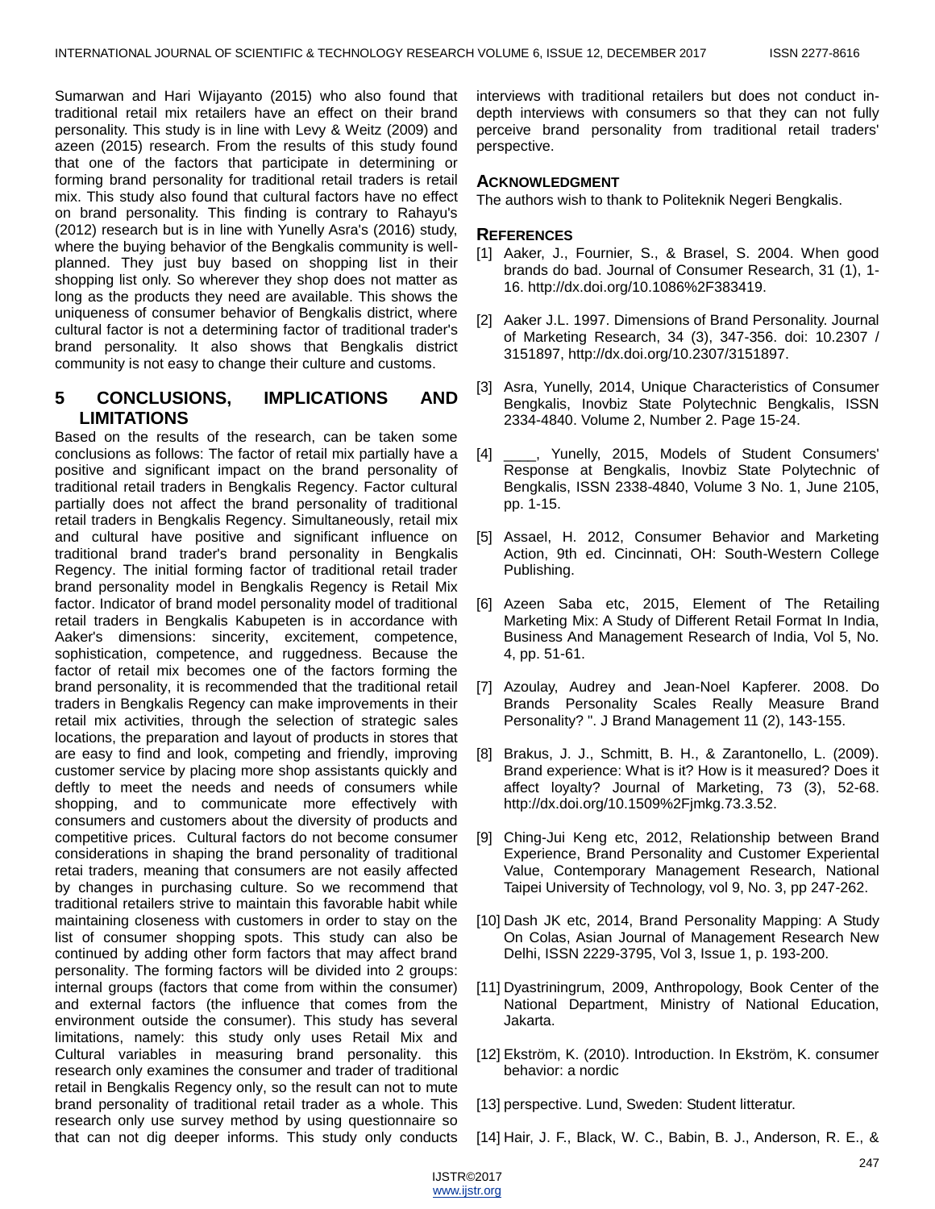Sumarwan and Hari Wijayanto (2015) who also found that traditional retail mix retailers have an effect on their brand personality. This study is in line with Levy & Weitz (2009) and azeen (2015) research. From the results of this study found that one of the factors that participate in determining or forming brand personality for traditional retail traders is retail mix. This study also found that cultural factors have no effect on brand personality. This finding is contrary to Rahayu's (2012) research but is in line with Yunelly Asra's (2016) study, where the buying behavior of the Bengkalis community is well-planned. They just buy based on shopping list in their shopping list only. So wherever they shop does not matter as long as the products they need are available. This shows the uniqueness of consumer behavior of Bengkalis district, where cultural factor is not a determining factor of traditional trader's brand personality. It also shows that Bengkalis district community is not easy to change their culture and customs.

## 5 CONCLUSIONS, IMPLICATIONS AND LIMITATIONS

Based on the results of the research, can be taken some conclusions as follows: The factor of retail mix partially have a positive and significant impact on the brand personality of traditional retail traders in Bengkalis Regency. Factor cultural partially does not affect the brand personality of traditional retail traders in Bengkalis Regency. Simultaneously, retail mix and cultural have positive and significant influence on traditional brand trader's brand personality in Bengkalis Regency. The initial forming factor of traditional retail trader brand personality model in Bengkalis Regency is Retail Mix factor. Indicator of brand model personality model of traditional retail traders in Bengkalis Kabupeten is in accordance with Aaker's dimensions: sincerity, excitement, competence, sophistication, competence, and ruggedness. Because the factor of retail mix becomes one of the factors forming the brand personality, it is recommended that the traditional retail traders in Bengkalis Regency can make improvements in their retail mix activities, through the selection of strategic sales locations, the preparation and layout of products in stores that are easy to find and look, competing and friendly, improving customer service by placing more shop assistants quickly and deftly to meet the needs and needs of consumers while shopping, and to communicate more effectively with consumers and customers about the diversity of products and competitive prices. Cultural factors do not become consumer considerations in shaping the brand personality of traditional retai traders, meaning that consumers are not easily affected by changes in purchasing culture. So we recommend that traditional retailers strive to maintain this favorable habit while maintaining closeness with customers in order to stay on the list of consumer shopping spots. This study can also be continued by adding other form factors that may affect brand personality. The forming factors will be divided into 2 groups: internal groups (factors that come from within the consumer) and external factors (the influence that comes from the environment outside the consumer). This study has several limitations, namely: this study only uses Retail Mix and Cultural variables in measuring brand personality. this research only examines the consumer and trader of traditional retail in Bengkalis Regency only, so the result can not to mute brand personality of traditional retail trader as a whole. This research only use survey method by using questionnaire so that can not dig deeper informs. This study only conducts interviews with traditional retailers but does not conduct in-depth interviews with consumers so that they can not fully perceive brand personality from traditional retail traders' perspective.

### ACKNOWLEDGMENT

The authors wish to thank to Politeknik Negeri Bengkalis.

### REFERENCES

[1] Aaker, J., Fournier, S., & Brasel, S. 2004. When good brands do bad. Journal of Consumer Research, 31 (1), 1-16. http://dx.doi.org/10.1086%2F383419.

[2] Aaker J.L. 1997. Dimensions of Brand Personality. Journal of Marketing Research, 34 (3), 347-356. doi: 10.2307 / 3151897, http://dx.doi.org/10.2307/3151897.

[3] Asra, Yunelly, 2014, Unique Characteristics of Consumer Bengkalis, Inovbiz State Polytechnic Bengkalis, ISSN 2334-4840. Volume 2, Number 2. Page 15-24.

[4] ____, Yunelly, 2015, Models of Student Consumers' Response at Bengkalis, Inovbiz State Polytechnic of Bengkalis, ISSN 2338-4840, Volume 3 No. 1, June 2105, pp. 1-15.

[5] Assael, H. 2012, Consumer Behavior and Marketing Action, 9th ed. Cincinnati, OH: South-Western College Publishing.

[6] Azeen Saba etc, 2015, Element of The Retailing Marketing Mix: A Study of Different Retail Format In India, Business And Management Research of India, Vol 5, No. 4, pp. 51-61.

[7] Azoulay, Audrey and Jean-Noel Kapferer. 2008. Do Brands Personality Scales Really Measure Brand Personality? ". J Brand Management 11 (2), 143-155.

[8] Brakus, J. J., Schmitt, B. H., & Zarantonello, L. (2009). Brand experience: What is it? How is it measured? Does it affect loyalty? Journal of Marketing, 73 (3), 52-68. http://dx.doi.org/10.1509%2Fjmkg.73.3.52.

[9] Ching-Jui Keng etc, 2012, Relationship between Brand Experience, Brand Personality and Customer Experiental Value, Contemporary Management Research, National Taipei University of Technology, vol 9, No. 3, pp 247-262.

[10] Dash JK etc, 2014, Brand Personality Mapping: A Study On Colas, Asian Journal of Management Research New Delhi, ISSN 2229-3795, Vol 3, Issue 1, p. 193-200.

[11] Dyastriningrum, 2009, Anthropology, Book Center of the National Department, Ministry of National Education, Jakarta.

[12] Ekström, K. (2010). Introduction. In Ekström, K. consumer behavior: a nordic

[13] perspective. Lund, Sweden: Student litteratur.

[14] Hair, J. F., Black, W. C., Babin, B. J., Anderson, R. E., &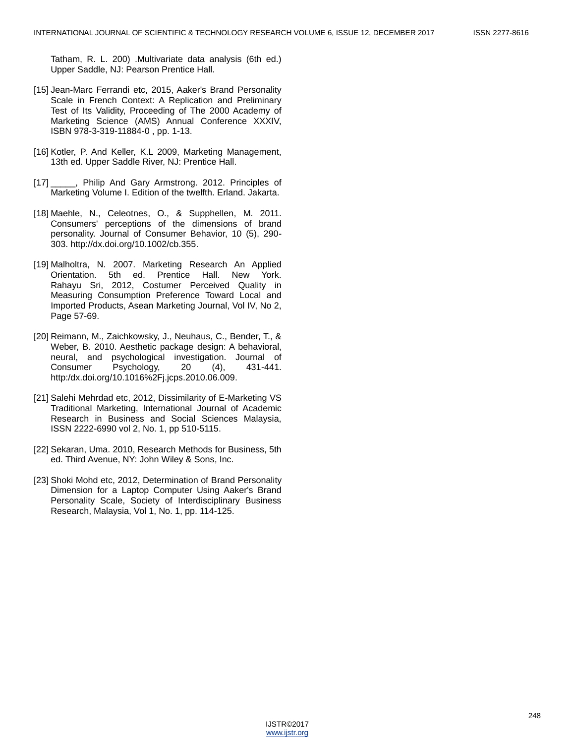Tatham, R. L. 200) .Multivariate data analysis (6th ed.) Upper Saddle, NJ: Pearson Prentice Hall.

[15] Jean-Marc Ferrandi etc, 2015, Aaker's Brand Personality Scale in French Context: A Replication and Preliminary Test of Its Validity, Proceeding of The 2000 Academy of Marketing Science (AMS) Annual Conference XXXIV, ISBN 978-3-319-11884-0 , pp. 1-13.

[16] Kotler, P. And Keller, K.L 2009, Marketing Management, 13th ed. Upper Saddle River, NJ: Prentice Hall.

[17] _____, Philip And Gary Armstrong. 2012. Principles of Marketing Volume I. Edition of the twelfth. Erland. Jakarta.

[18] Maehle, N., Celeotnes, O., & Supphellen, M. 2011. Consumers' perceptions of the dimensions of brand personality. Journal of Consumer Behavior, 10 (5), 290-303. http://dx.doi.org/10.1002/cb.355.

[19] Malholtra, N. 2007. Marketing Research An Applied Orientation. 5th ed. Prentice Hall. New York. Rahayu Sri, 2012, Costumer Perceived Quality in Measuring Consumption Preference Toward Local and Imported Products, Asean Marketing Journal, Vol IV, No 2, Page 57-69.

[20] Reimann, M., Zaichkowsky, J., Neuhaus, C., Bender, T., & Weber, B. 2010. Aesthetic package design: A behavioral, neural, and psychological investigation. Journal of Consumer Psychology, 20 (4), 431-441. http:/dx.doi.org/10.1016%2Fj.jcps.2010.06.009.

[21] Salehi Mehrdad etc, 2012, Dissimilarity of E-Marketing VS Traditional Marketing, International Journal of Academic Research in Business and Social Sciences Malaysia, ISSN 2222-6990 vol 2, No. 1, pp 510-5115.

[22] Sekaran, Uma. 2010, Research Methods for Business, 5th ed. Third Avenue, NY: John Wiley & Sons, Inc.

[23] Shoki Mohd etc, 2012, Determination of Brand Personality Dimension for a Laptop Computer Using Aaker's Brand Personality Scale, Society of Interdisciplinary Business Research, Malaysia, Vol 1, No. 1, pp. 114-125.